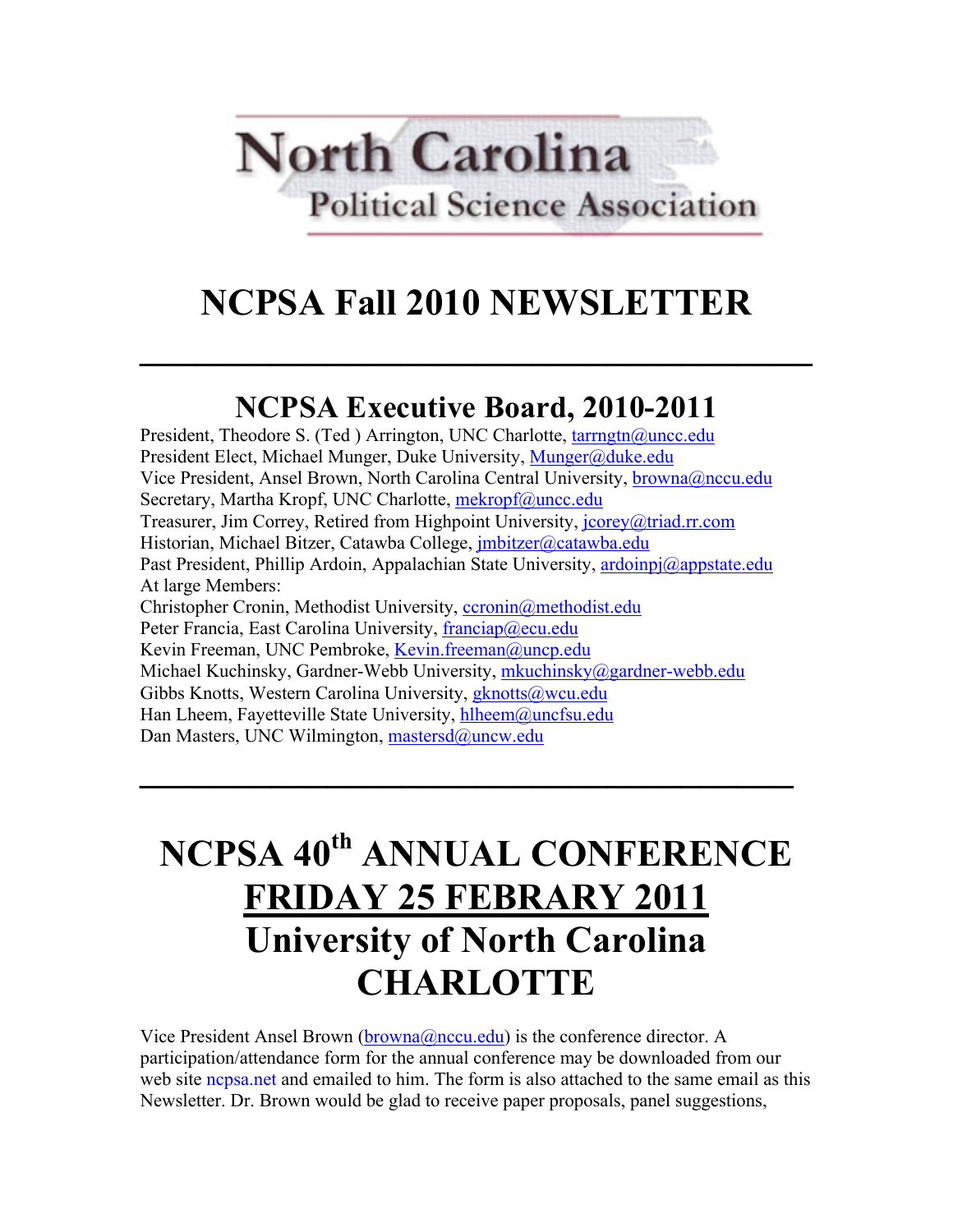North Carolina
Political Science Association

# NCPSA Fall 2010 NEWSLETTER

---

## NCPSA Executive Board, 2010-2011

President, Theodore S. (Ted ) Arrington, UNC Charlotte, tarrngtn@uncc.edu
President Elect, Michael Munger, Duke University, Munger@duke.edu
Vice President, Ansel Brown, North Carolina Central University, browna@nccu.edu
Secretary, Martha Kropf, UNC Charlotte, mekropf@uncc.edu
Treasurer, Jim Correy, Retired from Highpoint University, jcorey@triad.rr.com
Historian, Michael Bitzer, Catawba College, jmbitzer@catawba.edu
Past President, Phillip Ardoin, Appalachian State University, ardoinpj@appstate.edu
At large Members:
Christopher Cronin, Methodist University, ccronin@methodist.edu
Peter Francia, East Carolina University, franciap@ecu.edu
Kevin Freeman, UNC Pembroke, Kevin.freeman@uncp.edu
Michael Kuchinsky, Gardner-Webb University, mkuchinsky@gardner-webb.edu
Gibbs Knotts, Western Carolina University, gknotts@wcu.edu
Han Lheem, Fayetteville State University, hlheem@uncfsu.edu
Dan Masters, UNC Wilmington, mastersd@uncw.edu

---

# NCPSA 40th ANNUAL CONFERENCE
# FRIDAY 25 FEBRARY 2011
# University of North Carolina CHARLOTTE

Vice President Ansel Brown (browna@nccu.edu) is the conference director. A participation/attendance form for the annual conference may be downloaded from our web site ncpsa.net and emailed to him. The form is also attached to the same email as this Newsletter. Dr. Brown would be glad to receive paper proposals, panel suggestions,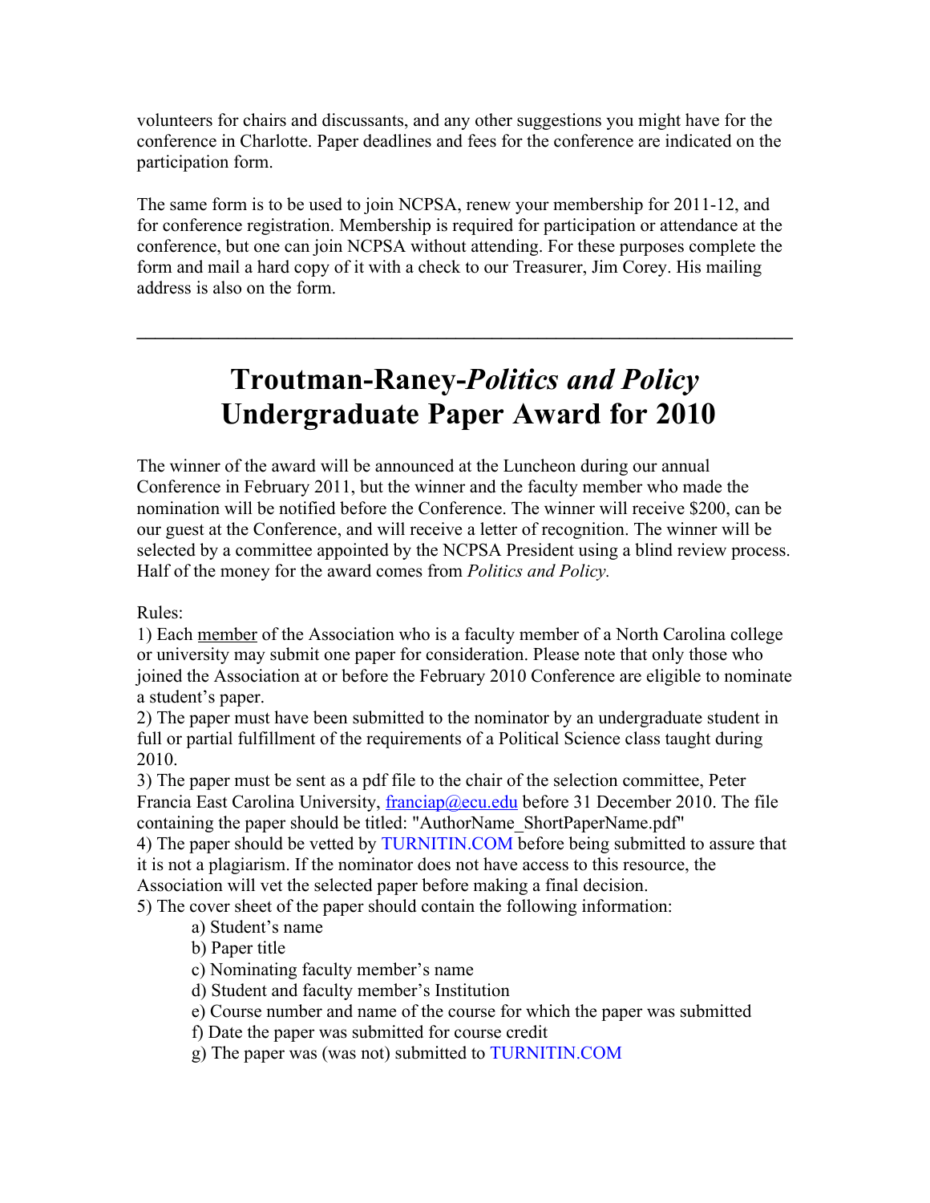volunteers for chairs and discussants, and any other suggestions you might have for the conference in Charlotte. Paper deadlines and fees for the conference are indicated on the participation form.

The same form is to be used to join NCPSA, renew your membership for 2011-12, and for conference registration. Membership is required for participation or attendance at the conference, but one can join NCPSA without attending. For these purposes complete the form and mail a hard copy of it with a check to our Treasurer, Jim Corey. His mailing address is also on the form.

---

# Troutman-Raney-*Politics and Policy* Undergraduate Paper Award for 2010

The winner of the award will be announced at the Luncheon during our annual Conference in February 2011, but the winner and the faculty member who made the nomination will be notified before the Conference. The winner will receive $200, can be our guest at the Conference, and will receive a letter of recognition. The winner will be selected by a committee appointed by the NCPSA President using a blind review process. Half of the money for the award comes from *Politics and Policy.*

Rules:

1) Each member of the Association who is a faculty member of a North Carolina college or university may submit one paper for consideration. Please note that only those who joined the Association at or before the February 2010 Conference are eligible to nominate a student's paper.
2) The paper must have been submitted to the nominator by an undergraduate student in full or partial fulfillment of the requirements of a Political Science class taught during 2010.
3) The paper must be sent as a pdf file to the chair of the selection committee, Peter Francia East Carolina University, franciap@ecu.edu before 31 December 2010. The file containing the paper should be titled: "AuthorName_ShortPaperName.pdf"
4) The paper should be vetted by TURNITIN.COM before being submitted to assure that it is not a plagiarism. If the nominator does not have access to this resource, the Association will vet the selected paper before making a final decision.
5) The cover sheet of the paper should contain the following information:
   - a) Student's name
   - b) Paper title
   - c) Nominating faculty member's name
   - d) Student and faculty member's Institution
   - e) Course number and name of the course for which the paper was submitted
   - f) Date the paper was submitted for course credit
   - g) The paper was (was not) submitted to TURNITIN.COM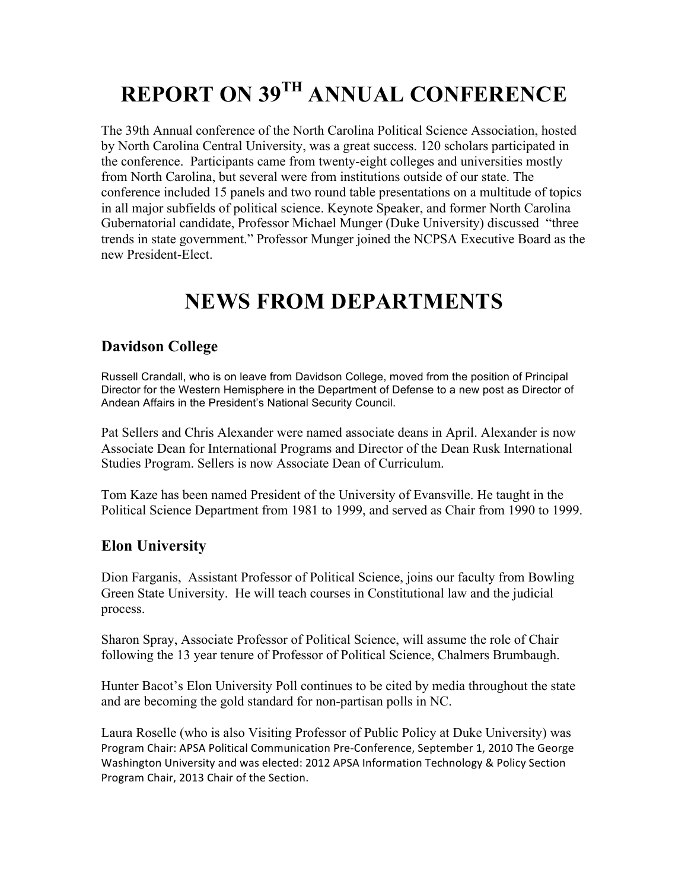# REPORT ON 39TH ANNUAL CONFERENCE

The 39th Annual conference of the North Carolina Political Science Association, hosted by North Carolina Central University, was a great success. 120 scholars participated in the conference. Participants came from twenty-eight colleges and universities mostly from North Carolina, but several were from institutions outside of our state. The conference included 15 panels and two round table presentations on a multitude of topics in all major subfields of political science. Keynote Speaker, and former North Carolina Gubernatorial candidate, Professor Michael Munger (Duke University) discussed "three trends in state government." Professor Munger joined the NCPSA Executive Board as the new President-Elect.

# NEWS FROM DEPARTMENTS

## Davidson College

Russell Crandall, who is on leave from Davidson College, moved from the position of Principal Director for the Western Hemisphere in the Department of Defense to a new post as Director of Andean Affairs in the President's National Security Council.

Pat Sellers and Chris Alexander were named associate deans in April. Alexander is now Associate Dean for International Programs and Director of the Dean Rusk International Studies Program. Sellers is now Associate Dean of Curriculum.

Tom Kaze has been named President of the University of Evansville. He taught in the Political Science Department from 1981 to 1999, and served as Chair from 1990 to 1999.

## Elon University

Dion Farganis, Assistant Professor of Political Science, joins our faculty from Bowling Green State University. He will teach courses in Constitutional law and the judicial process.

Sharon Spray, Associate Professor of Political Science, will assume the role of Chair following the 13 year tenure of Professor of Political Science, Chalmers Brumbaugh.

Hunter Bacot's Elon University Poll continues to be cited by media throughout the state and are becoming the gold standard for non-partisan polls in NC.

Laura Roselle (who is also Visiting Professor of Public Policy at Duke University) was Program Chair: APSA Political Communication Pre-Conference, September 1, 2010 The George Washington University and was elected: 2012 APSA Information Technology & Policy Section Program Chair, 2013 Chair of the Section.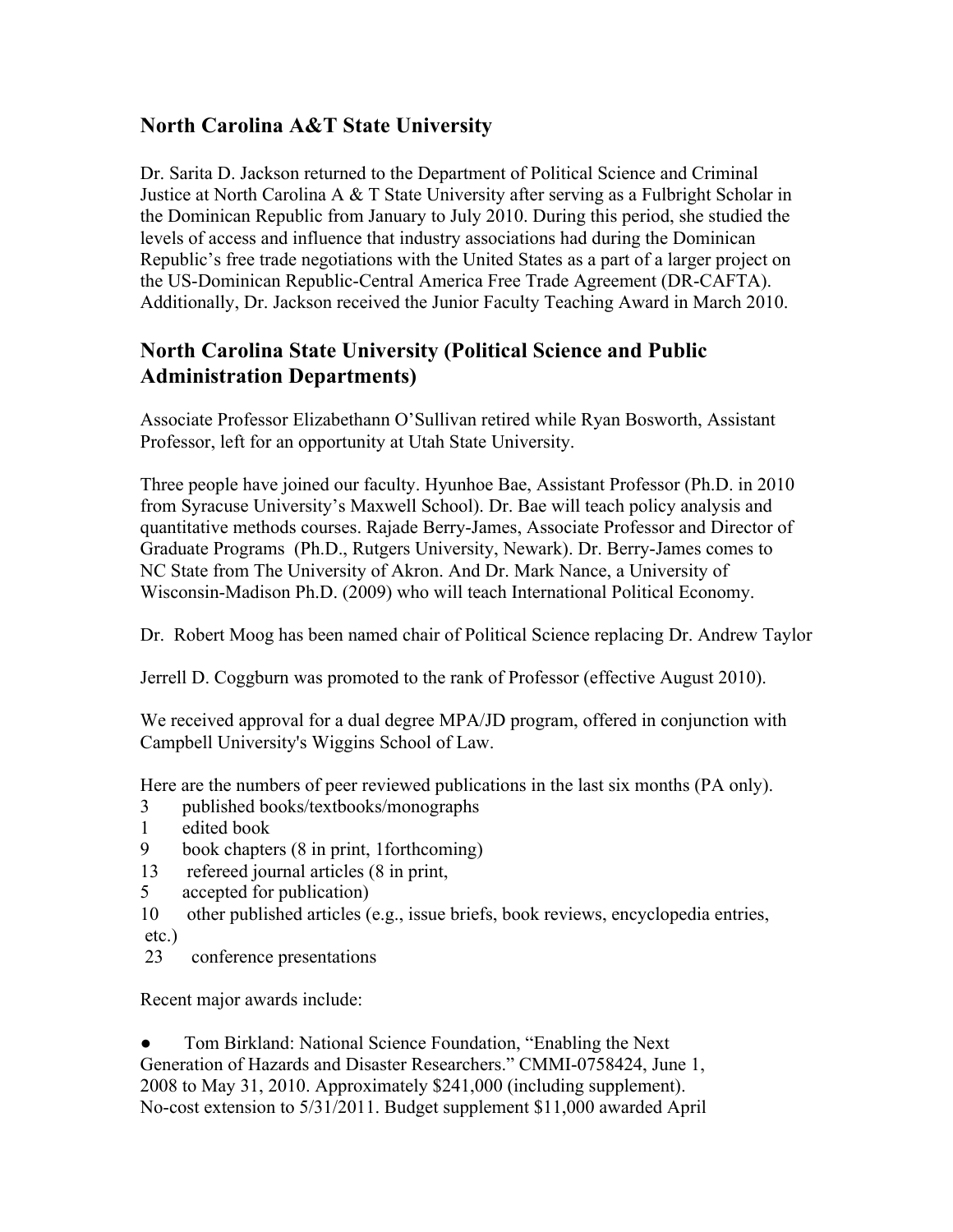## North Carolina A&T State University

Dr. Sarita D. Jackson returned to the Department of Political Science and Criminal Justice at North Carolina A & T State University after serving as a Fulbright Scholar in the Dominican Republic from January to July 2010. During this period, she studied the levels of access and influence that industry associations had during the Dominican Republic's free trade negotiations with the United States as a part of a larger project on the US-Dominican Republic-Central America Free Trade Agreement (DR-CAFTA). Additionally, Dr. Jackson received the Junior Faculty Teaching Award in March 2010.

## North Carolina State University (Political Science and Public Administration Departments)

Associate Professor Elizabethann O'Sullivan retired while Ryan Bosworth, Assistant Professor, left for an opportunity at Utah State University.

Three people have joined our faculty. Hyunhoe Bae, Assistant Professor (Ph.D. in 2010 from Syracuse University's Maxwell School). Dr. Bae will teach policy analysis and quantitative methods courses. Rajade Berry-James, Associate Professor and Director of Graduate Programs (Ph.D., Rutgers University, Newark). Dr. Berry-James comes to NC State from The University of Akron. And Dr. Mark Nance, a University of Wisconsin-Madison Ph.D. (2009) who will teach International Political Economy.

Dr. Robert Moog has been named chair of Political Science replacing Dr. Andrew Taylor

Jerrell D. Coggburn was promoted to the rank of Professor (effective August 2010).

We received approval for a dual degree MPA/JD program, offered in conjunction with Campbell University's Wiggins School of Law.

Here are the numbers of peer reviewed publications in the last six months (PA only).

3 published books/textbooks/monographs
1 edited book
9 book chapters (8 in print, 1forthcoming)
13 refereed journal articles (8 in print,
5 accepted for publication)
10 other published articles (e.g., issue briefs, book reviews, encyclopedia entries, etc.)
23 conference presentations

Recent major awards include:

- Tom Birkland: National Science Foundation, "Enabling the Next Generation of Hazards and Disaster Researchers." CMMI-0758424, June 1, 2008 to May 31, 2010. Approximately $241,000 (including supplement). No-cost extension to 5/31/2011. Budget supplement $11,000 awarded April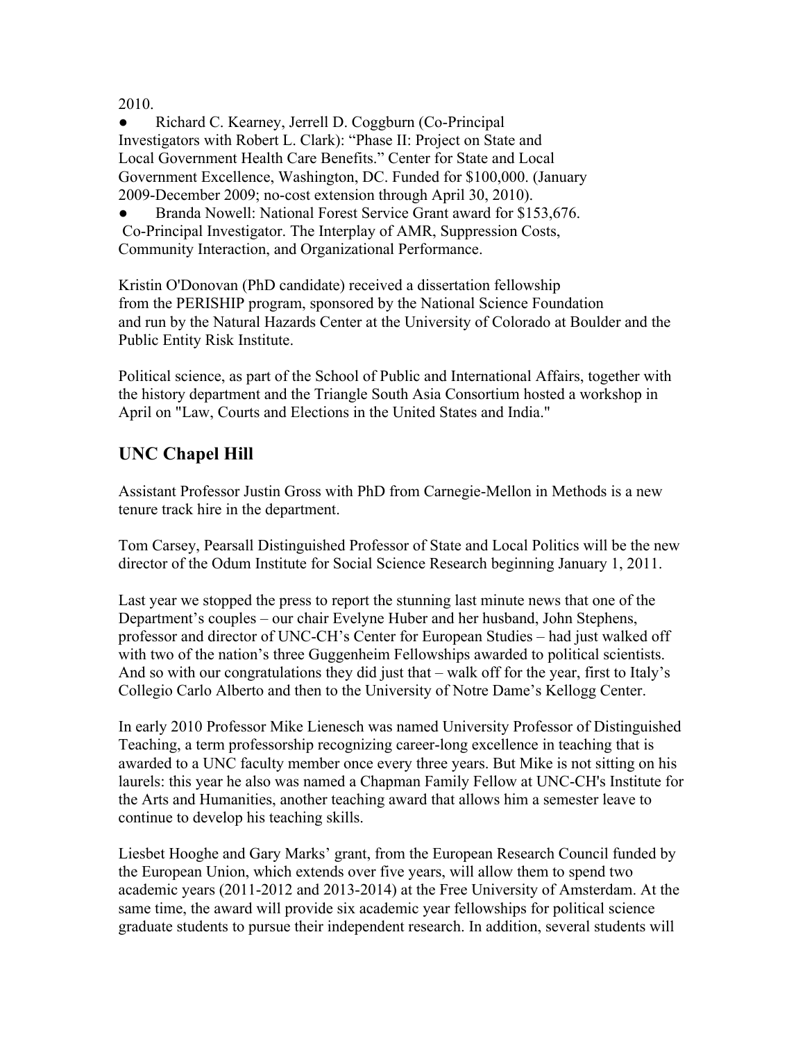2010.

- Richard C. Kearney, Jerrell D. Coggburn (Co-Principal Investigators with Robert L. Clark): "Phase II: Project on State and Local Government Health Care Benefits." Center for State and Local Government Excellence, Washington, DC. Funded for $100,000. (January 2009-December 2009; no-cost extension through April 30, 2010).
- Branda Nowell: National Forest Service Grant award for $153,676. Co-Principal Investigator. The Interplay of AMR, Suppression Costs, Community Interaction, and Organizational Performance.

Kristin O'Donovan (PhD candidate) received a dissertation fellowship from the PERISHIP program, sponsored by the National Science Foundation and run by the Natural Hazards Center at the University of Colorado at Boulder and the Public Entity Risk Institute.

Political science, as part of the School of Public and International Affairs, together with the history department and the Triangle South Asia Consortium hosted a workshop in April on "Law, Courts and Elections in the United States and India."

## UNC Chapel Hill

Assistant Professor Justin Gross with PhD from Carnegie-Mellon in Methods is a new tenure track hire in the department.

Tom Carsey, Pearsall Distinguished Professor of State and Local Politics will be the new director of the Odum Institute for Social Science Research beginning January 1, 2011.

Last year we stopped the press to report the stunning last minute news that one of the Department's couples – our chair Evelyne Huber and her husband, John Stephens, professor and director of UNC-CH's Center for European Studies – had just walked off with two of the nation's three Guggenheim Fellowships awarded to political scientists. And so with our congratulations they did just that – walk off for the year, first to Italy's Collegio Carlo Alberto and then to the University of Notre Dame's Kellogg Center.

In early 2010 Professor Mike Lienesch was named University Professor of Distinguished Teaching, a term professorship recognizing career-long excellence in teaching that is awarded to a UNC faculty member once every three years. But Mike is not sitting on his laurels: this year he also was named a Chapman Family Fellow at UNC-CH's Institute for the Arts and Humanities, another teaching award that allows him a semester leave to continue to develop his teaching skills.

Liesbet Hooghe and Gary Marks' grant, from the European Research Council funded by the European Union, which extends over five years, will allow them to spend two academic years (2011-2012 and 2013-2014) at the Free University of Amsterdam. At the same time, the award will provide six academic year fellowships for political science graduate students to pursue their independent research. In addition, several students will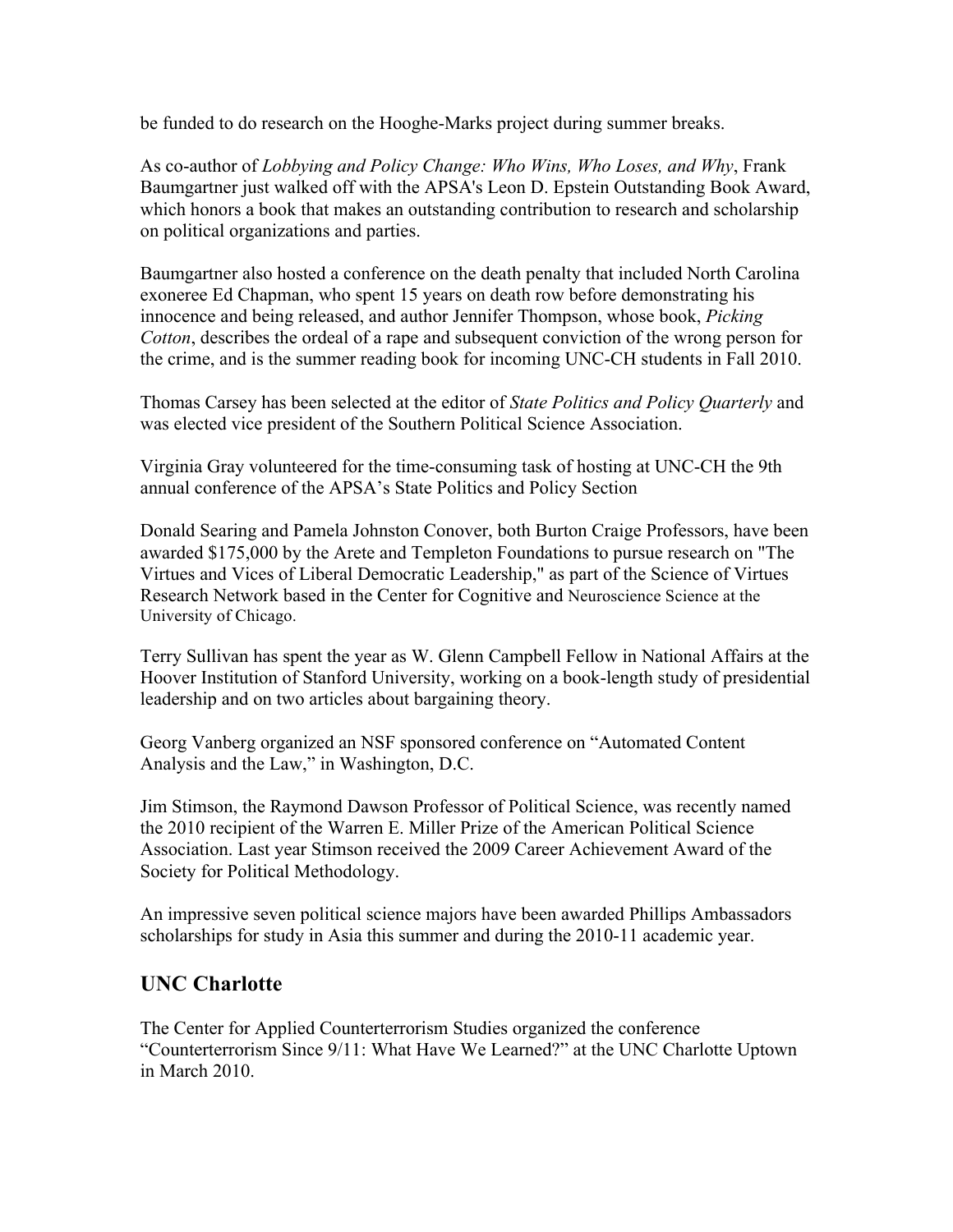be funded to do research on the Hooghe-Marks project during summer breaks.

As co-author of *Lobbying and Policy Change: Who Wins, Who Loses, and Why*, Frank Baumgartner just walked off with the APSA's Leon D. Epstein Outstanding Book Award, which honors a book that makes an outstanding contribution to research and scholarship on political organizations and parties.

Baumgartner also hosted a conference on the death penalty that included North Carolina exoneree Ed Chapman, who spent 15 years on death row before demonstrating his innocence and being released, and author Jennifer Thompson, whose book, *Picking Cotton*, describes the ordeal of a rape and subsequent conviction of the wrong person for the crime, and is the summer reading book for incoming UNC-CH students in Fall 2010.

Thomas Carsey has been selected at the editor of *State Politics and Policy Quarterly* and was elected vice president of the Southern Political Science Association.

Virginia Gray volunteered for the time-consuming task of hosting at UNC-CH the 9th annual conference of the APSA's State Politics and Policy Section

Donald Searing and Pamela Johnston Conover, both Burton Craige Professors, have been awarded $175,000 by the Arete and Templeton Foundations to pursue research on "The Virtues and Vices of Liberal Democratic Leadership," as part of the Science of Virtues Research Network based in the Center for Cognitive and Neuroscience Science at the University of Chicago.

Terry Sullivan has spent the year as W. Glenn Campbell Fellow in National Affairs at the Hoover Institution of Stanford University, working on a book-length study of presidential leadership and on two articles about bargaining theory.

Georg Vanberg organized an NSF sponsored conference on "Automated Content Analysis and the Law," in Washington, D.C.

Jim Stimson, the Raymond Dawson Professor of Political Science, was recently named the 2010 recipient of the Warren E. Miller Prize of the American Political Science Association. Last year Stimson received the 2009 Career Achievement Award of the Society for Political Methodology.

An impressive seven political science majors have been awarded Phillips Ambassadors scholarships for study in Asia this summer and during the 2010-11 academic year.

## UNC Charlotte

The Center for Applied Counterterrorism Studies organized the conference "Counterterrorism Since 9/11: What Have We Learned?" at the UNC Charlotte Uptown in March 2010.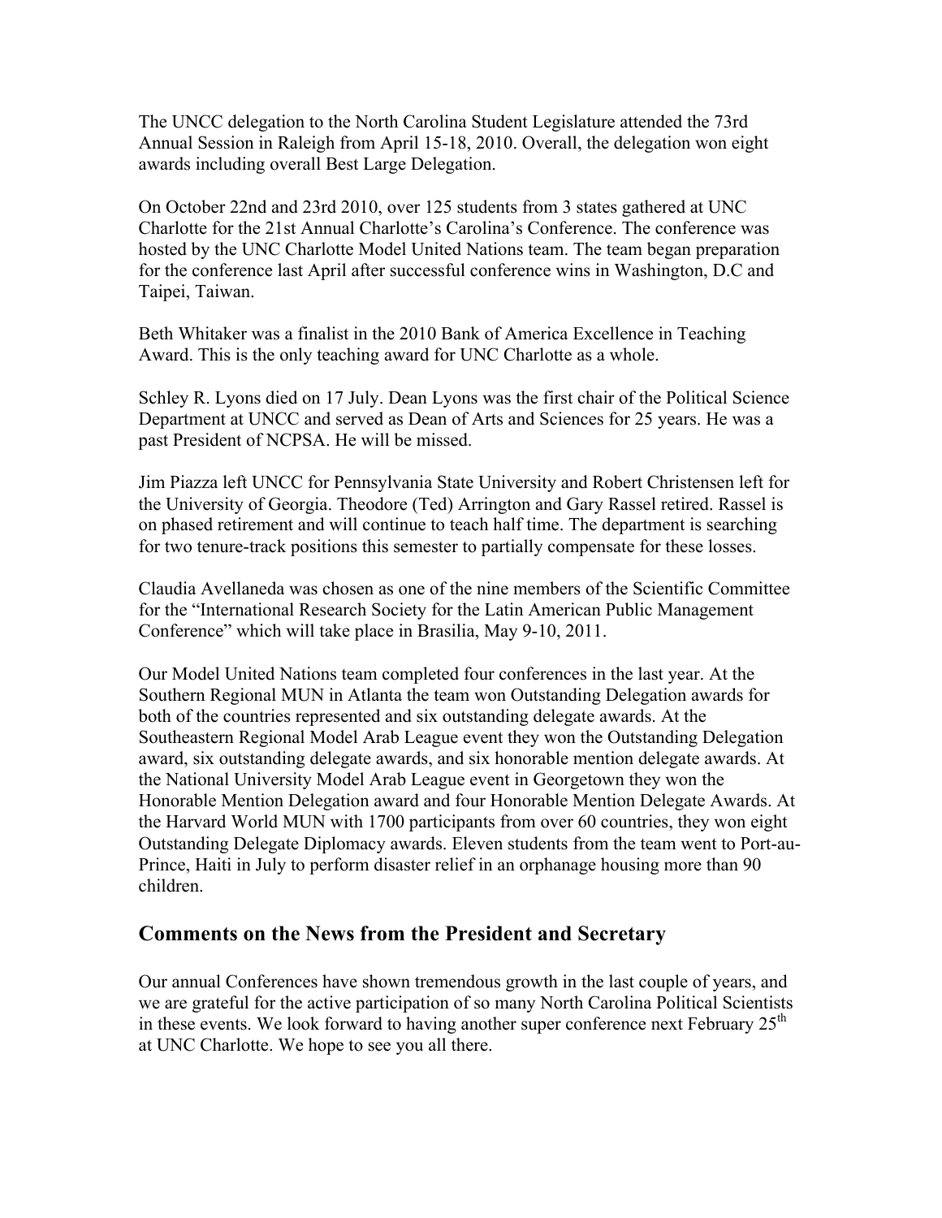The UNCC delegation to the North Carolina Student Legislature attended the 73rd Annual Session in Raleigh from April 15-18, 2010. Overall, the delegation won eight awards including overall Best Large Delegation.

On October 22nd and 23rd 2010, over 125 students from 3 states gathered at UNC Charlotte for the 21st Annual Charlotte's Carolina's Conference. The conference was hosted by the UNC Charlotte Model United Nations team. The team began preparation for the conference last April after successful conference wins in Washington, D.C and Taipei, Taiwan.

Beth Whitaker was a finalist in the 2010 Bank of America Excellence in Teaching Award. This is the only teaching award for UNC Charlotte as a whole.

Schley R. Lyons died on 17 July. Dean Lyons was the first chair of the Political Science Department at UNCC and served as Dean of Arts and Sciences for 25 years. He was a past President of NCPSA. He will be missed.

Jim Piazza left UNCC for Pennsylvania State University and Robert Christensen left for the University of Georgia. Theodore (Ted) Arrington and Gary Rassel retired. Rassel is on phased retirement and will continue to teach half time. The department is searching for two tenure-track positions this semester to partially compensate for these losses.

Claudia Avellaneda was chosen as one of the nine members of the Scientific Committee for the "International Research Society for the Latin American Public Management Conference" which will take place in Brasilia, May 9-10, 2011.

Our Model United Nations team completed four conferences in the last year. At the Southern Regional MUN in Atlanta the team won Outstanding Delegation awards for both of the countries represented and six outstanding delegate awards. At the Southeastern Regional Model Arab League event they won the Outstanding Delegation award, six outstanding delegate awards, and six honorable mention delegate awards. At the National University Model Arab League event in Georgetown they won the Honorable Mention Delegation award and four Honorable Mention Delegate Awards. At the Harvard World MUN with 1700 participants from over 60 countries, they won eight Outstanding Delegate Diplomacy awards. Eleven students from the team went to Port-au-Prince, Haiti in July to perform disaster relief in an orphanage housing more than 90 children.

## Comments on the News from the President and Secretary

Our annual Conferences have shown tremendous growth in the last couple of years, and we are grateful for the active participation of so many North Carolina Political Scientists in these events. We look forward to having another super conference next February 25th at UNC Charlotte. We hope to see you all there.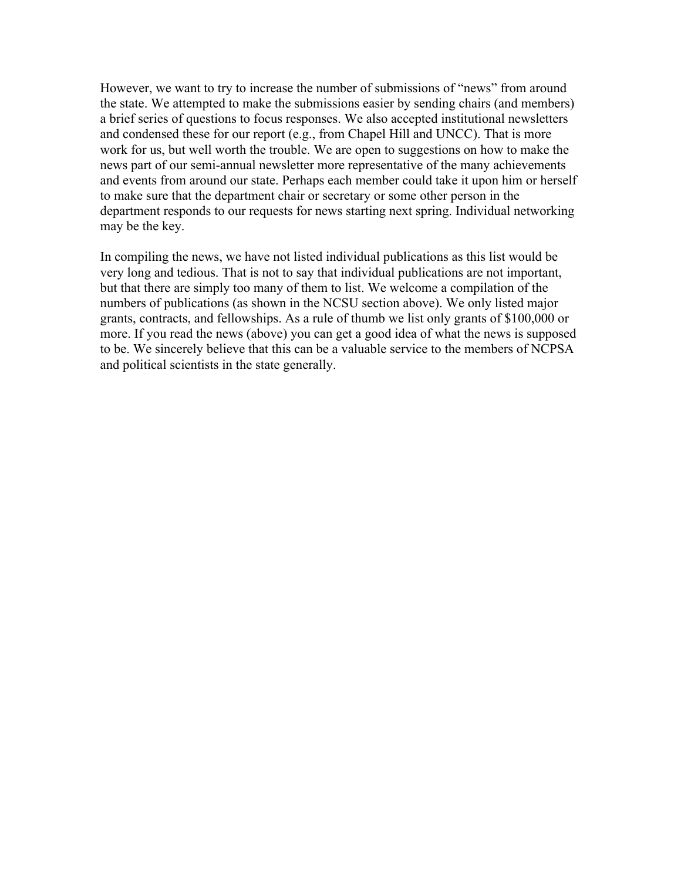However, we want to try to increase the number of submissions of "news" from around the state. We attempted to make the submissions easier by sending chairs (and members) a brief series of questions to focus responses. We also accepted institutional newsletters and condensed these for our report (e.g., from Chapel Hill and UNCC). That is more work for us, but well worth the trouble. We are open to suggestions on how to make the news part of our semi-annual newsletter more representative of the many achievements and events from around our state. Perhaps each member could take it upon him or herself to make sure that the department chair or secretary or some other person in the department responds to our requests for news starting next spring. Individual networking may be the key.

In compiling the news, we have not listed individual publications as this list would be very long and tedious. That is not to say that individual publications are not important, but that there are simply too many of them to list. We welcome a compilation of the numbers of publications (as shown in the NCSU section above). We only listed major grants, contracts, and fellowships. As a rule of thumb we list only grants of $100,000 or more. If you read the news (above) you can get a good idea of what the news is supposed to be. We sincerely believe that this can be a valuable service to the members of NCPSA and political scientists in the state generally.